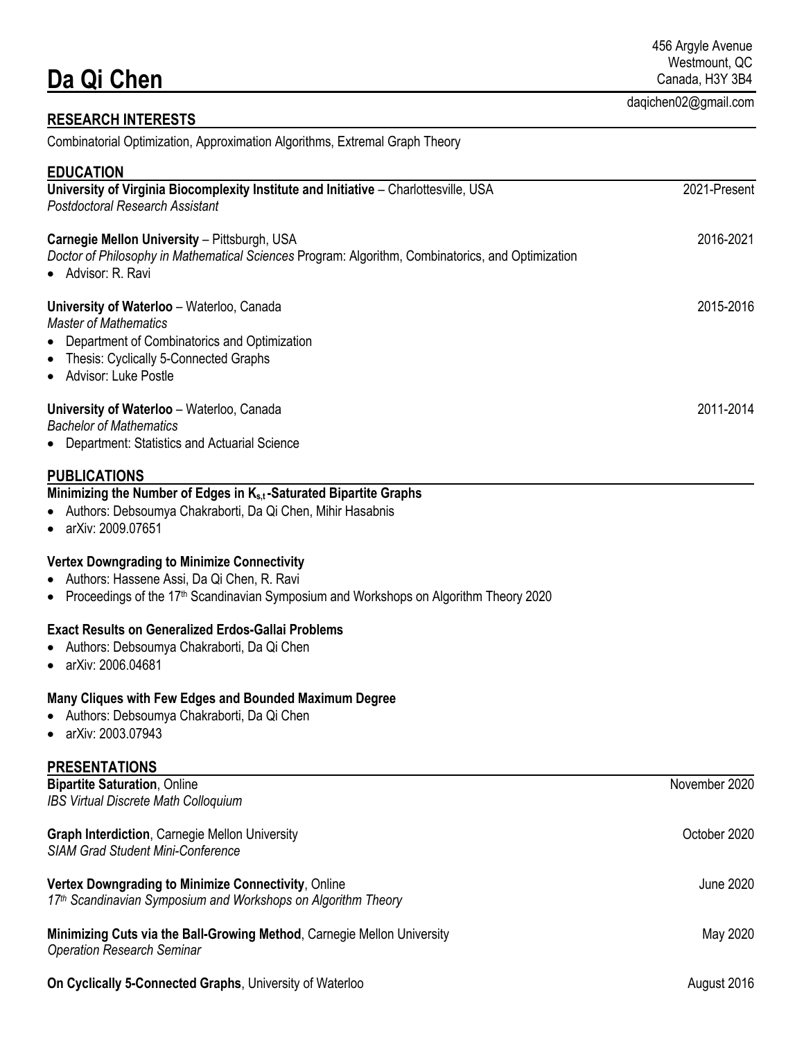# Da Qi Chen

456 Argyle Avenue
Westmount, QC
Canada, H3Y 3B4

daqichen02@gmail.com

## RESEARCH INTERESTS

Combinatorial Optimization, Approximation Algorithms, Extremal Graph Theory

## EDUCATION

**University of Virginia Biocomplexity Institute and Initiative** – Charlottesville, USA — 2021-Present
*Postdoctoral Research Assistant*

**Carnegie Mellon University** – Pittsburgh, USA — 2016-2021
*Doctor of Philosophy in Mathematical Sciences* Program: Algorithm, Combinatorics, and Optimization
- Advisor: R. Ravi

**University of Waterloo** – Waterloo, Canada — 2015-2016
*Master of Mathematics*
- Department of Combinatorics and Optimization
- Thesis: Cyclically 5-Connected Graphs
- Advisor: Luke Postle

**University of Waterloo** – Waterloo, Canada — 2011-2014
*Bachelor of Mathematics*
- Department: Statistics and Actuarial Science

## PUBLICATIONS

**Minimizing the Number of Edges in $K_{s,t}$-Saturated Bipartite Graphs**
- Authors: Debsoumya Chakraborti, Da Qi Chen, Mihir Hasabnis
- arXiv: 2009.07651

**Vertex Downgrading to Minimize Connectivity**
- Authors: Hassene Assi, Da Qi Chen, R. Ravi
- Proceedings of the 17th Scandinavian Symposium and Workshops on Algorithm Theory 2020

**Exact Results on Generalized Erdos-Gallai Problems**
- Authors: Debsoumya Chakraborti, Da Qi Chen
- arXiv: 2006.04681

**Many Cliques with Few Edges and Bounded Maximum Degree**
- Authors: Debsoumya Chakraborti, Da Qi Chen
- arXiv: 2003.07943

## PRESENTATIONS

**Bipartite Saturation**, Online — November 2020
*IBS Virtual Discrete Math Colloquium*

**Graph Interdiction**, Carnegie Mellon University — October 2020
*SIAM Grad Student Mini-Conference*

**Vertex Downgrading to Minimize Connectivity**, Online — June 2020
*17th Scandinavian Symposium and Workshops on Algorithm Theory*

**Minimizing Cuts via the Ball-Growing Method**, Carnegie Mellon University — May 2020
*Operation Research Seminar*

**On Cyclically 5-Connected Graphs**, University of Waterloo — August 2016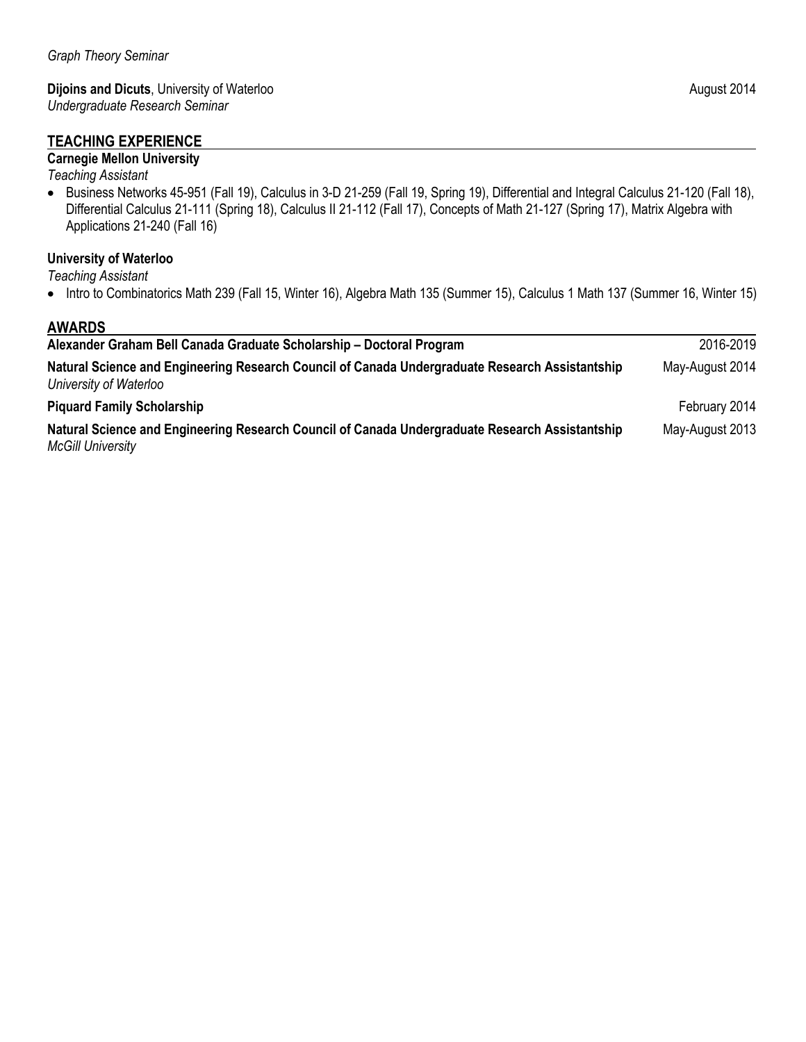*Graph Theory Seminar*

**Dijoins and Dicuts**, University of Waterloo — August 2014
*Undergraduate Research Seminar*

## TEACHING EXPERIENCE

**Carnegie Mellon University**
*Teaching Assistant*

- Business Networks 45-951 (Fall 19), Calculus in 3-D 21-259 (Fall 19, Spring 19), Differential and Integral Calculus 21-120 (Fall 18), Differential Calculus 21-111 (Spring 18), Calculus II 21-112 (Fall 17), Concepts of Math 21-127 (Spring 17), Matrix Algebra with Applications 21-240 (Fall 16)

**University of Waterloo**
*Teaching Assistant*

- Intro to Combinatorics Math 239 (Fall 15, Winter 16), Algebra Math 135 (Summer 15), Calculus 1 Math 137 (Summer 16, Winter 15)

## AWARDS

**Alexander Graham Bell Canada Graduate Scholarship – Doctoral Program** — 2016-2019

**Natural Science and Engineering Research Council of Canada Undergraduate Research Assistantship** — May-August 2014
*University of Waterloo*

**Piquard Family Scholarship** — February 2014

**Natural Science and Engineering Research Council of Canada Undergraduate Research Assistantship** — May-August 2013
*McGill University*